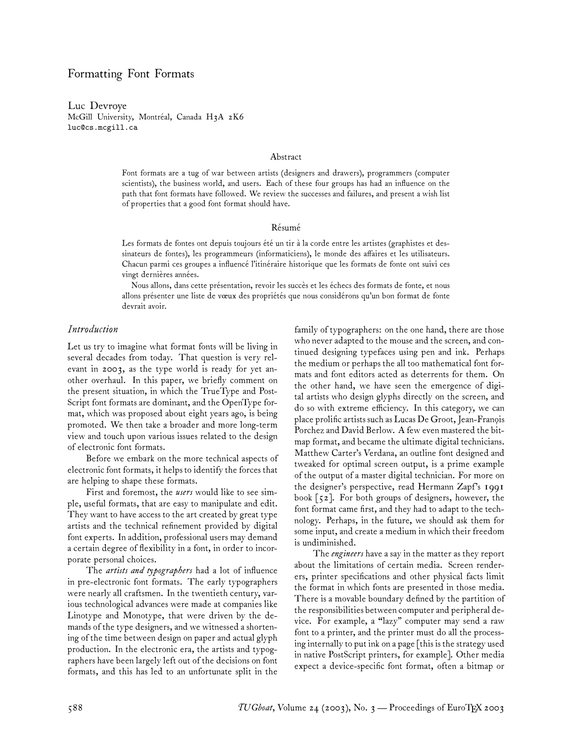# Formatting Font Formats

Luc Devroye
McGill University, Montréal, Canada H3A 2K6
luc@cs.mcgill.ca

## Abstract

Font formats are a tug of war between artists (designers and drawers), programmers (computer scientists), the business world, and users. Each of these four groups has had an influence on the path that font formats have followed. We review the successes and failures, and present a wish list of properties that a good font format should have.

## Résumé

Les formats de fontes ont depuis toujours été un tir à la corde entre les artistes (graphistes et dessinateurs de fontes), les programmeurs (informaticiens), le monde des affaires et les utilisateurs. Chacun parmi ces groupes a influencé l'itinéraire historique que les formats de fonte ont suivi ces vingt dernières années.

Nous allons, dans cette présentation, revoir les succès et les échecs des formats de fonte, et nous allons présenter une liste de vœux des propriétés que nous considérons qu'un bon format de fonte devrait avoir.

## *Introduction*

Let us try to imagine what format fonts will be living in several decades from today. That question is very relevant in 2003, as the type world is ready for yet another overhaul. In this paper, we briefly comment on the present situation, in which the TrueType and PostScript font formats are dominant, and the OpenType format, which was proposed about eight years ago, is being promoted. We then take a broader and more long-term view and touch upon various issues related to the design of electronic font formats.

Before we embark on the more technical aspects of electronic font formats, it helps to identify the forces that are helping to shape these formats.

First and foremost, the *users* would like to see simple, useful formats, that are easy to manipulate and edit. They want to have access to the art created by great type artists and the technical refinement provided by digital font experts. In addition, professional users may demand a certain degree of flexibility in a font, in order to incorporate personal choices.

The *artists and typographers* had a lot of influence in pre-electronic font formats. The early typographers were nearly all craftsmen. In the twentieth century, various technological advances were made at companies like Linotype and Monotype, that were driven by the demands of the type designers, and we witnessed a shortening of the time between design on paper and actual glyph production. In the electronic era, the artists and typographers have been largely left out of the decisions on font formats, and this has led to an unfortunate split in the family of typographers: on the one hand, there are those who never adapted to the mouse and the screen, and continued designing typefaces using pen and ink. Perhaps the medium or perhaps the all too mathematical font formats and font editors acted as deterrents for them. On the other hand, we have seen the emergence of digital artists who design glyphs directly on the screen, and do so with extreme efficiency. In this category, we can place prolific artists such as Lucas De Groot, Jean-François Porchez and David Berlow. A few even mastered the bitmap format, and became the ultimate digital technicians. Matthew Carter's Verdana, an outline font designed and tweaked for optimal screen output, is a prime example of the output of a master digital technician. For more on the designer's perspective, read Hermann Zapf's 1991 book [52]. For both groups of designers, however, the font format came first, and they had to adapt to the technology. Perhaps, in the future, we should ask them for some input, and create a medium in which their freedom is undiminished.

The *engineers* have a say in the matter as they report about the limitations of certain media. Screen renderers, printer specifications and other physical facts limit the format in which fonts are presented in those media. There is a movable boundary defined by the partition of the responsibilities between computer and peripheral device. For example, a "lazy" computer may send a raw font to a printer, and the printer must do all the processing internally to put ink on a page [this is the strategy used in native PostScript printers, for example]. Other media expect a device-specific font format, often a bitmap or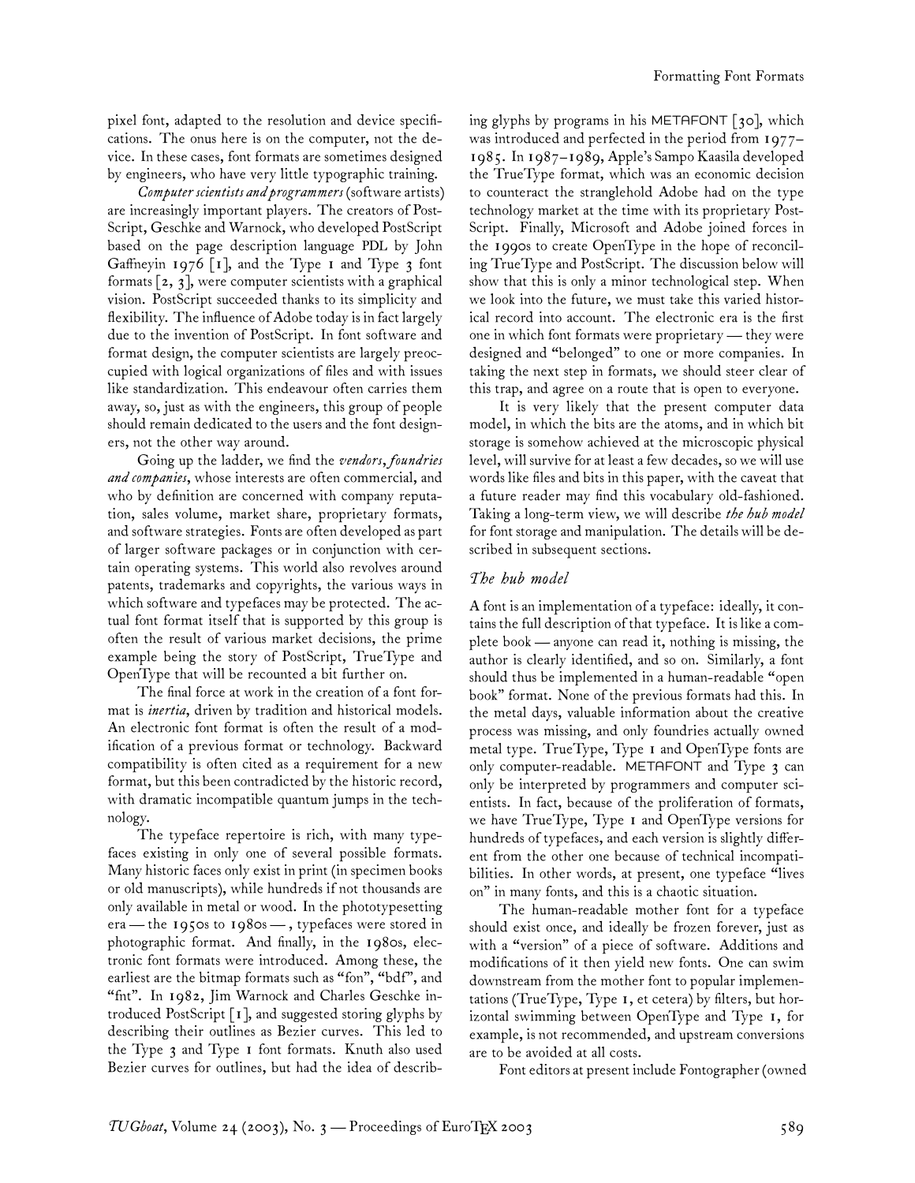pixel font, adapted to the resolution and device specifications. The onus here is on the computer, not the device. In these cases, font formats are sometimes designed by engineers, who have very little typographic training.

*Computer scientists and programmers* (software artists) are increasingly important players. The creators of PostScript, Geschke and Warnock, who developed PostScript based on the page description language PDL by John Gaffneyin 1976 [1], and the Type 1 and Type 3 font formats [2, 3], were computer scientists with a graphical vision. PostScript succeeded thanks to its simplicity and flexibility. The influence of Adobe today is in fact largely due to the invention of PostScript. In font software and format design, the computer scientists are largely preoccupied with logical organizations of files and with issues like standardization. This endeavour often carries them away, so, just as with the engineers, this group of people should remain dedicated to the users and the font designers, not the other way around.

Going up the ladder, we find the *vendors, foundries and companies*, whose interests are often commercial, and who by definition are concerned with company reputation, sales volume, market share, proprietary formats, and software strategies. Fonts are often developed as part of larger software packages or in conjunction with certain operating systems. This world also revolves around patents, trademarks and copyrights, the various ways in which software and typefaces may be protected. The actual font format itself that is supported by this group is often the result of various market decisions, the prime example being the story of PostScript, TrueType and OpenType that will be recounted a bit further on.

The final force at work in the creation of a font format is *inertia*, driven by tradition and historical models. An electronic font format is often the result of a modification of a previous format or technology. Backward compatibility is often cited as a requirement for a new format, but this been contradicted by the historic record, with dramatic incompatible quantum jumps in the technology.

The typeface repertoire is rich, with many typefaces existing in only one of several possible formats. Many historic faces only exist in print (in specimen books or old manuscripts), while hundreds if not thousands are only available in metal or wood. In the phototypesetting era — the 1950s to 1980s —, typefaces were stored in photographic format. And finally, in the 1980s, electronic font formats were introduced. Among these, the earliest are the bitmap formats such as "fon", "bdf", and "fnt". In 1982, Jim Warnock and Charles Geschke introduced PostScript [1], and suggested storing glyphs by describing their outlines as Bezier curves. This led to the Type 3 and Type 1 font formats. Knuth also used Bezier curves for outlines, but had the idea of describing glyphs by programs in his METAFONT [30], which was introduced and perfected in the period from 1977–1985. In 1987–1989, Apple's Sampo Kaasila developed the TrueType format, which was an economic decision to counteract the stranglehold Adobe had on the type technology market at the time with its proprietary PostScript. Finally, Microsoft and Adobe joined forces in the 1990s to create OpenType in the hope of reconciling TrueType and PostScript. The discussion below will show that this is only a minor technological step. When we look into the future, we must take this varied historical record into account. The electronic era is the first one in which font formats were proprietary — they were designed and "belonged" to one or more companies. In taking the next step in formats, we should steer clear of this trap, and agree on a route that is open to everyone.

It is very likely that the present computer data model, in which the bits are the atoms, and in which bit storage is somehow achieved at the microscopic physical level, will survive for at least a few decades, so we will use words like files and bits in this paper, with the caveat that a future reader may find this vocabulary old-fashioned. Taking a long-term view, we will describe *the hub model* for font storage and manipulation. The details will be described in subsequent sections.

## *The hub model*

A font is an implementation of a typeface: ideally, it contains the full description of that typeface. It is like a complete book — anyone can read it, nothing is missing, the author is clearly identified, and so on. Similarly, a font should thus be implemented in a human-readable "open book" format. None of the previous formats had this. In the metal days, valuable information about the creative process was missing, and only foundries actually owned metal type. TrueType, Type 1 and OpenType fonts are only computer-readable. METAFONT and Type 3 can only be interpreted by programmers and computer scientists. In fact, because of the proliferation of formats, we have TrueType, Type 1 and OpenType versions for hundreds of typefaces, and each version is slightly different from the other one because of technical incompatibilities. In other words, at present, one typeface "lives on" in many fonts, and this is a chaotic situation.

The human-readable mother font for a typeface should exist once, and ideally be frozen forever, just as with a "version" of a piece of software. Additions and modifications of it then yield new fonts. One can swim downstream from the mother font to popular implementations (TrueType, Type 1, et cetera) by filters, but horizontal swimming between OpenType and Type 1, for example, is not recommended, and upstream conversions are to be avoided at all costs.

Font editors at present include Fontographer (owned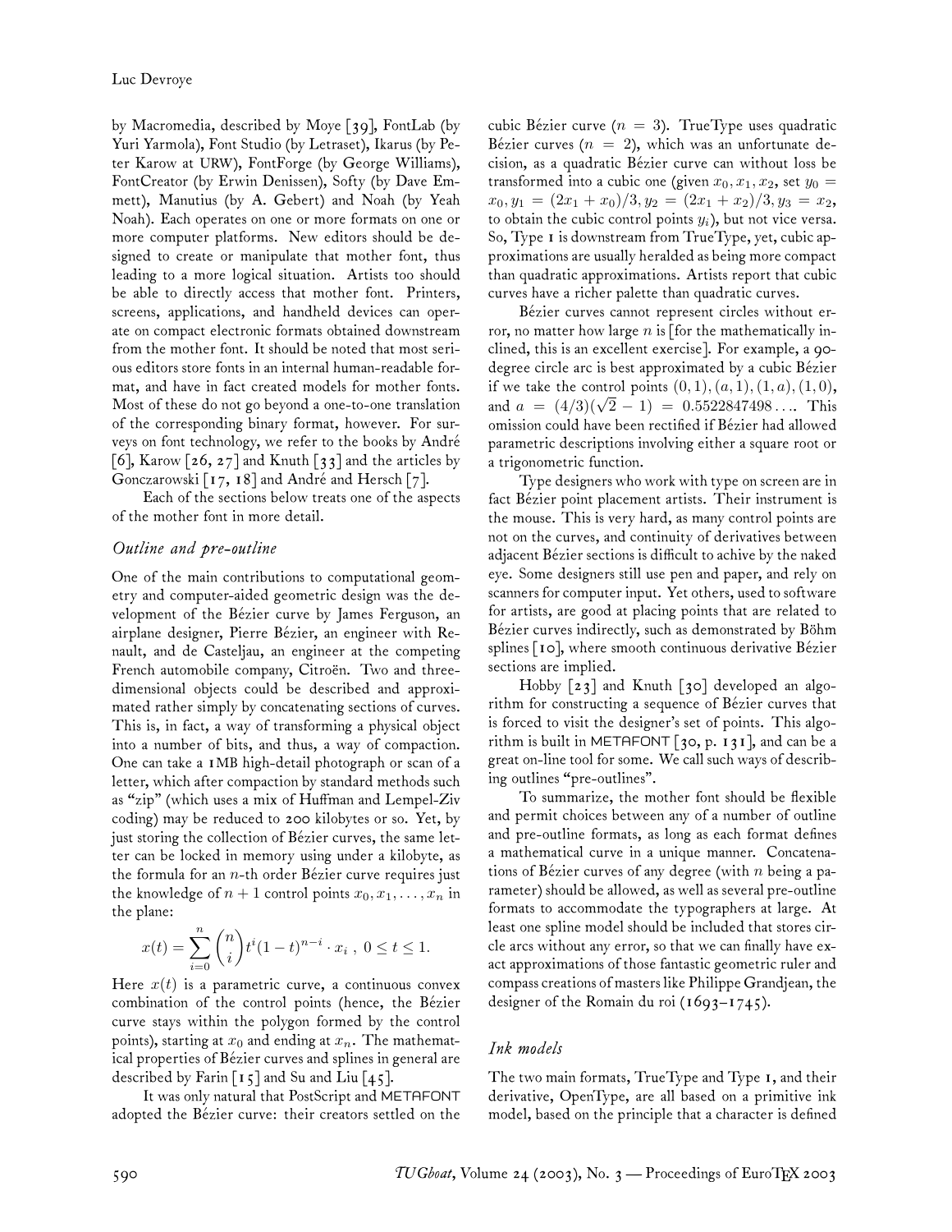by Macromedia, described by Moye [39], FontLab (by Yuri Yarmola), Font Studio (by Letraset), Ikarus (by Peter Karow at URW), FontForge (by George Williams), FontCreator (by Erwin Denissen), Softy (by Dave Emmett), Manutius (by A. Gebert) and Noah (by Yeah Noah). Each operates on one or more formats on one or more computer platforms. New editors should be designed to create or manipulate that mother font, thus leading to a more logical situation. Artists too should be able to directly access that mother font. Printers, screens, applications, and handheld devices can operate on compact electronic formats obtained downstream from the mother font. It should be noted that most serious editors store fonts in an internal human-readable format, and have in fact created models for mother fonts. Most of these do not go beyond a one-to-one translation of the corresponding binary format, however. For surveys on font technology, we refer to the books by André [6], Karow [26, 27] and Knuth [33] and the articles by Gonczarowski [17, 18] and André and Hersch [7].

Each of the sections below treats one of the aspects of the mother font in more detail.

## *Outline and pre-outline*

One of the main contributions to computational geometry and computer-aided geometric design was the development of the Bézier curve by James Ferguson, an airplane designer, Pierre Bézier, an engineer with Renault, and de Casteljau, an engineer at the competing French automobile company, Citroën. Two and three-dimensional objects could be described and approximated rather simply by concatenating sections of curves. This is, in fact, a way of transforming a physical object into a number of bits, and thus, a way of compaction. One can take a 1MB high-detail photograph or scan of a letter, which after compaction by standard methods such as "zip" (which uses a mix of Huffman and Lempel-Ziv coding) may be reduced to 200 kilobytes or so. Yet, by just storing the collection of Bézier curves, the same letter can be locked in memory using under a kilobyte, as the formula for an $n$-th order Bézier curve requires just the knowledge of $n+1$ control points $x_0, x_1, \ldots, x_n$ in the plane:

$$x(t) = \sum_{i=0}^{n} \binom{n}{i} t^i (1-t)^{n-i} \cdot x_i \ , \ 0 \le t \le 1.$$

Here $x(t)$ is a parametric curve, a continuous convex combination of the control points (hence, the Bézier curve stays within the polygon formed by the control points), starting at $x_0$ and ending at $x_n$. The mathematical properties of Bézier curves and splines in general are described by Farin [15] and Su and Liu [45].

It was only natural that PostScript and METAFONT adopted the Bézier curve: their creators settled on the cubic Bézier curve ($n = 3$). TrueType uses quadratic Bézier curves ($n = 2$), which was an unfortunate decision, as a quadratic Bézier curve can without loss be transformed into a cubic one (given $x_0, x_1, x_2$, set $y_0 = x_0, y_1 = (2x_1 + x_0)/3, y_2 = (2x_1 + x_2)/3, y_3 = x_2$, to obtain the cubic control points $y_i$), but not vice versa. So, Type 1 is downstream from TrueType, yet, cubic approximations are usually heralded as being more compact than quadratic approximations. Artists report that cubic curves have a richer palette than quadratic curves.

Bézier curves cannot represent circles without error, no matter how large $n$ is [for the mathematically inclined, this is an excellent exercise]. For example, a 90-degree circle arc is best approximated by a cubic Bézier if we take the control points $(0, 1), (a, 1), (1, a), (1, 0)$, and $a = (4/3)(\sqrt{2} - 1) = 0.5522847498\ldots$ This omission could have been rectified if Bézier had allowed parametric descriptions involving either a square root or a trigonometric function.

Type designers who work with type on screen are in fact Bézier point placement artists. Their instrument is the mouse. This is very hard, as many control points are not on the curves, and continuity of derivatives between adjacent Bézier sections is difficult to achive by the naked eye. Some designers still use pen and paper, and rely on scanners for computer input. Yet others, used to software for artists, are good at placing points that are related to Bézier curves indirectly, such as demonstrated by Böhm splines [10], where smooth continuous derivative Bézier sections are implied.

Hobby [23] and Knuth [30] developed an algorithm for constructing a sequence of Bézier curves that is forced to visit the designer's set of points. This algorithm is built in METAFONT [30, p. 131], and can be a great on-line tool for some. We call such ways of describing outlines "pre-outlines".

To summarize, the mother font should be flexible and permit choices between any of a number of outline and pre-outline formats, as long as each format defines a mathematical curve in a unique manner. Concatenations of Bézier curves of any degree (with $n$ being a parameter) should be allowed, as well as several pre-outline formats to accommodate the typographers at large. At least one spline model should be included that stores circle arcs without any error, so that we can finally have exact approximations of those fantastic geometric ruler and compass creations of masters like Philippe Grandjean, the designer of the Romain du roi (1693–1745).

## *Ink models*

The two main formats, TrueType and Type 1, and their derivative, OpenType, are all based on a primitive ink model, based on the principle that a character is defined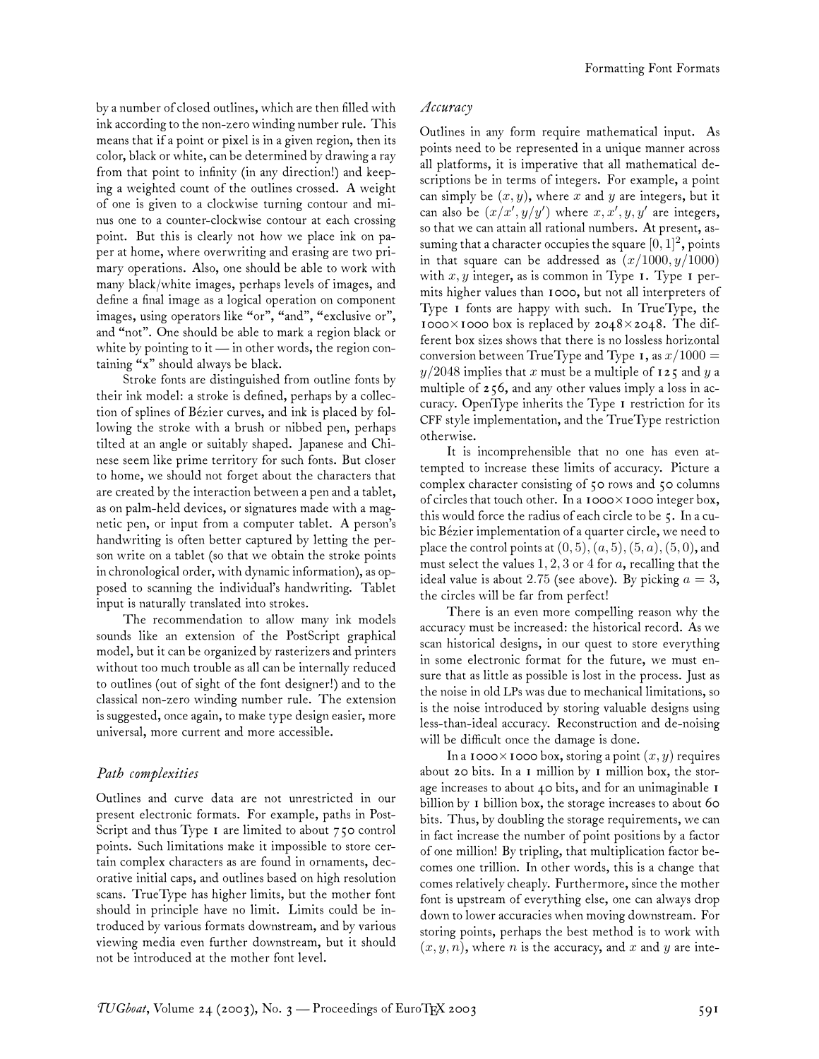by a number of closed outlines, which are then filled with ink according to the non-zero winding number rule. This means that if a point or pixel is in a given region, then its color, black or white, can be determined by drawing a ray from that point to infinity (in any direction!) and keeping a weighted count of the outlines crossed. A weight of one is given to a clockwise turning contour and minus one to a counter-clockwise contour at each crossing point. But this is clearly not how we place ink on paper at home, where overwriting and erasing are two primary operations. Also, one should be able to work with many black/white images, perhaps levels of images, and define a final image as a logical operation on component images, using operators like "or", "and", "exclusive or", and "not". One should be able to mark a region black or white by pointing to it — in other words, the region containing "x" should always be black.

Stroke fonts are distinguished from outline fonts by their ink model: a stroke is defined, perhaps by a collection of splines of Bézier curves, and ink is placed by following the stroke with a brush or nibbed pen, perhaps tilted at an angle or suitably shaped. Japanese and Chinese seem like prime territory for such fonts. But closer to home, we should not forget about the characters that are created by the interaction between a pen and a tablet, as on palm-held devices, or signatures made with a magnetic pen, or input from a computer tablet. A person's handwriting is often better captured by letting the person write on a tablet (so that we obtain the stroke points in chronological order, with dynamic information), as opposed to scanning the individual's handwriting. Tablet input is naturally translated into strokes.

The recommendation to allow many ink models sounds like an extension of the PostScript graphical model, but it can be organized by rasterizers and printers without too much trouble as all can be internally reduced to outlines (out of sight of the font designer!) and to the classical non-zero winding number rule. The extension is suggested, once again, to make type design easier, more universal, more current and more accessible.

### *Path complexities*

Outlines and curve data are not unrestricted in our present electronic formats. For example, paths in PostScript and thus Type 1 are limited to about 750 control points. Such limitations make it impossible to store certain complex characters as are found in ornaments, decorative initial caps, and outlines based on high resolution scans. TrueType has higher limits, but the mother font should in principle have no limit. Limits could be introduced by various formats downstream, and by various viewing media even further downstream, but it should not be introduced at the mother font level.

### *Accuracy*

Outlines in any form require mathematical input. As points need to be represented in a unique manner across all platforms, it is imperative that all mathematical descriptions be in terms of integers. For example, a point can simply be $(x, y)$, where $x$ and $y$ are integers, but it can also be $(x/x', y/y')$ where $x, x', y, y'$ are integers, so that we can attain all rational numbers. At present, assuming that a character occupies the square $[0,1]^2$, points in that square can be addressed as $(x/1000, y/1000)$ with $x, y$ integer, as is common in Type 1. Type 1 permits higher values than 1000, but not all interpreters of Type 1 fonts are happy with such. In TrueType, the 1000×1000 box is replaced by 2048×2048. The different box sizes shows that there is no lossless horizontal conversion between TrueType and Type 1, as $x/1000 = y/2048$ implies that $x$ must be a multiple of 125 and $y$ a multiple of 256, and any other values imply a loss in accuracy. OpenType inherits the Type 1 restriction for its CFF style implementation, and the TrueType restriction otherwise.

It is incomprehensible that no one has even attempted to increase these limits of accuracy. Picture a complex character consisting of 50 rows and 50 columns of circles that touch other. In a 1000×1000 integer box, this would force the radius of each circle to be 5. In a cubic Bézier implementation of a quarter circle, we need to place the control points at $(0, 5)$, $(a, 5)$, $(5, a)$, $(5, 0)$, and must select the values $1, 2, 3$ or $4$ for $a$, recalling that the ideal value is about $2.75$ (see above). By picking $a = 3$, the circles will be far from perfect!

There is an even more compelling reason why the accuracy must be increased: the historical record. As we scan historical designs, in our quest to store everything in some electronic format for the future, we must ensure that as little as possible is lost in the process. Just as the noise in old LPs was due to mechanical limitations, so is the noise introduced by storing valuable designs using less-than-ideal accuracy. Reconstruction and de-noising will be difficult once the damage is done.

In a 1000×1000 box, storing a point $(x, y)$ requires about 20 bits. In a 1 million by 1 million box, the storage increases to about 40 bits, and for an unimaginable 1 billion by 1 billion box, the storage increases to about 60 bits. Thus, by doubling the storage requirements, we can in fact increase the number of point positions by a factor of one million! By tripling, that multiplication factor becomes one trillion. In other words, this is a change that comes relatively cheaply. Furthermore, since the mother font is upstream of everything else, one can always drop down to lower accuracies when moving downstream. For storing points, perhaps the best method is to work with $(x, y, n)$, where $n$ is the accuracy, and $x$ and $y$ are inte-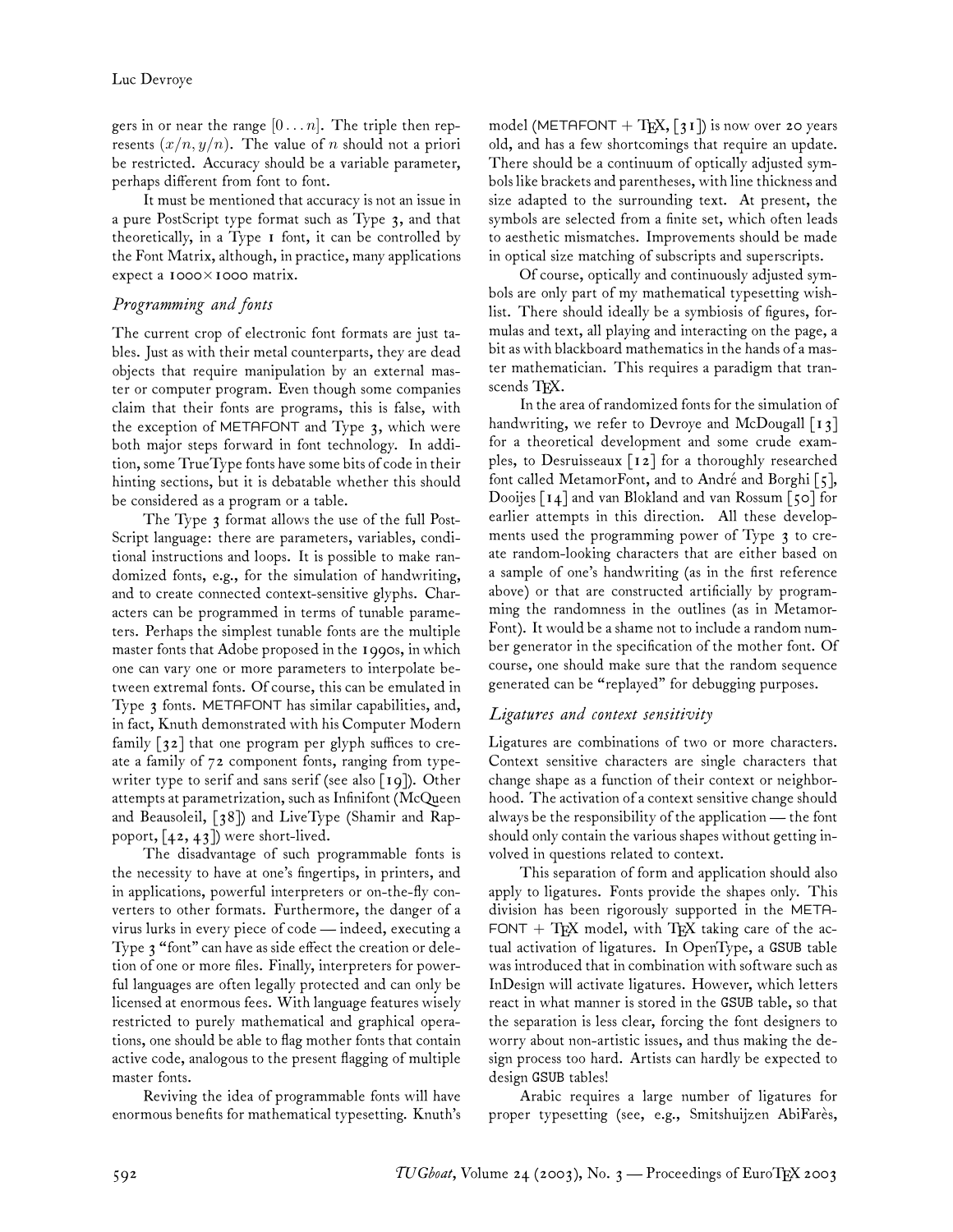gers in or near the range $[0 \ldots n]$. The triple then represents $(x/n, y/n)$. The value of $n$ should not a priori be restricted. Accuracy should be a variable parameter, perhaps different from font to font.

It must be mentioned that accuracy is not an issue in a pure PostScript type format such as Type 3, and that theoretically, in a Type 1 font, it can be controlled by the Font Matrix, although, in practice, many applications expect a 1000×1000 matrix.

## *Programming and fonts*

The current crop of electronic font formats are just tables. Just as with their metal counterparts, they are dead objects that require manipulation by an external master or computer program. Even though some companies claim that their fonts are programs, this is false, with the exception of METAFONT and Type 3, which were both major steps forward in font technology. In addition, some TrueType fonts have some bits of code in their hinting sections, but it is debatable whether this should be considered as a program or a table.

The Type 3 format allows the use of the full PostScript language: there are parameters, variables, conditional instructions and loops. It is possible to make randomized fonts, e.g., for the simulation of handwriting, and to create connected context-sensitive glyphs. Characters can be programmed in terms of tunable parameters. Perhaps the simplest tunable fonts are the multiple master fonts that Adobe proposed in the 1990s, in which one can vary one or more parameters to interpolate between extremal fonts. Of course, this can be emulated in Type 3 fonts. METAFONT has similar capabilities, and, in fact, Knuth demonstrated with his Computer Modern family [32] that one program per glyph suffices to create a family of 72 component fonts, ranging from typewriter type to serif and sans serif (see also [19]). Other attempts at parametrization, such as Infinifont (McQueen and Beausoleil, [38]) and LiveType (Shamir and Rappoport, [42, 43]) were short-lived.

The disadvantage of such programmable fonts is the necessity to have at one's fingertips, in printers, and in applications, powerful interpreters or on-the-fly converters to other formats. Furthermore, the danger of a virus lurks in every piece of code — indeed, executing a Type 3 "font" can have as side effect the creation or deletion of one or more files. Finally, interpreters for powerful languages are often legally protected and can only be licensed at enormous fees. With language features wisely restricted to purely mathematical and graphical operations, one should be able to flag mother fonts that contain active code, analogous to the present flagging of multiple master fonts.

Reviving the idea of programmable fonts will have enormous benefits for mathematical typesetting. Knuth's model (METAFONT + TeX, [31]) is now over 20 years old, and has a few shortcomings that require an update. There should be a continuum of optically adjusted symbols like brackets and parentheses, with line thickness and size adapted to the surrounding text. At present, the symbols are selected from a finite set, which often leads to aesthetic mismatches. Improvements should be made in optical size matching of subscripts and superscripts.

Of course, optically and continuously adjusted symbols are only part of my mathematical typesetting wishlist. There should ideally be a symbiosis of figures, formulas and text, all playing and interacting on the page, a bit as with blackboard mathematics in the hands of a master mathematician. This requires a paradigm that transcends TeX.

In the area of randomized fonts for the simulation of handwriting, we refer to Devroye and McDougall [13] for a theoretical development and some crude examples, to Desruisseaux [12] for a thoroughly researched font called MetamorFont, and to André and Borghi [5], Dooijes [14] and van Blokland and van Rossum [50] for earlier attempts in this direction. All these developments used the programming power of Type 3 to create random-looking characters that are either based on a sample of one's handwriting (as in the first reference above) or that are constructed artificially by programming the randomness in the outlines (as in MetamorFont). It would be a shame not to include a random number generator in the specification of the mother font. Of course, one should make sure that the random sequence generated can be "replayed" for debugging purposes.

## *Ligatures and context sensitivity*

Ligatures are combinations of two or more characters. Context sensitive characters are single characters that change shape as a function of their context or neighborhood. The activation of a context sensitive change should always be the responsibility of the application — the font should only contain the various shapes without getting involved in questions related to context.

This separation of form and application should also apply to ligatures. Fonts provide the shapes only. This division has been rigorously supported in the METAFONT + TeX model, with TeX taking care of the actual activation of ligatures. In OpenType, a GSUB table was introduced that in combination with software such as InDesign will activate ligatures. However, which letters react in what manner is stored in the GSUB table, so that the separation is less clear, forcing the font designers to worry about non-artistic issues, and thus making the design process too hard. Artists can hardly be expected to design GSUB tables!

Arabic requires a large number of ligatures for proper typesetting (see, e.g., Smitshuijzen AbiFarès,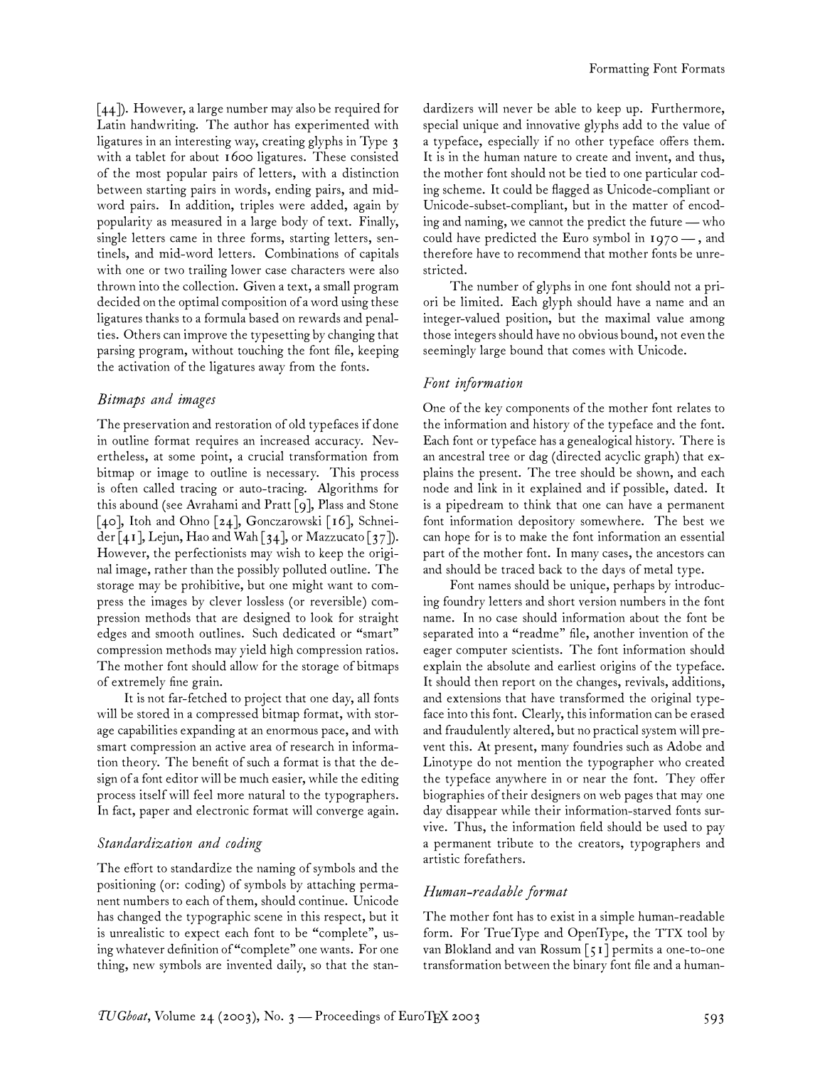[44]). However, a large number may also be required for Latin handwriting. The author has experimented with ligatures in an interesting way, creating glyphs in Type 3 with a tablet for about 1600 ligatures. These consisted of the most popular pairs of letters, with a distinction between starting pairs in words, ending pairs, and mid-word pairs. In addition, triples were added, again by popularity as measured in a large body of text. Finally, single letters came in three forms, starting letters, sentinels, and mid-word letters. Combinations of capitals with one or two trailing lower case characters were also thrown into the collection. Given a text, a small program decided on the optimal composition of a word using these ligatures thanks to a formula based on rewards and penalties. Others can improve the typesetting by changing that parsing program, without touching the font file, keeping the activation of the ligatures away from the fonts.

### *Bitmaps and images*

The preservation and restoration of old typefaces if done in outline format requires an increased accuracy. Nevertheless, at some point, a crucial transformation from bitmap or image to outline is necessary. This process is often called tracing or auto-tracing. Algorithms for this abound (see Avrahami and Pratt [9], Plass and Stone [40], Itoh and Ohno [24], Gonczarowski [16], Schneider [41], Lejun, Hao and Wah [34], or Mazzucato [37]). However, the perfectionists may wish to keep the original image, rather than the possibly polluted outline. The storage may be prohibitive, but one might want to compress the images by clever lossless (or reversible) compression methods that are designed to look for straight edges and smooth outlines. Such dedicated or "smart" compression methods may yield high compression ratios. The mother font should allow for the storage of bitmaps of extremely fine grain.

It is not far-fetched to project that one day, all fonts will be stored in a compressed bitmap format, with storage capabilities expanding at an enormous pace, and with smart compression an active area of research in information theory. The benefit of such a format is that the design of a font editor will be much easier, while the editing process itself will feel more natural to the typographers. In fact, paper and electronic format will converge again.

### *Standardization and coding*

The effort to standardize the naming of symbols and the positioning (or: coding) of symbols by attaching permanent numbers to each of them, should continue. Unicode has changed the typographic scene in this respect, but it is unrealistic to expect each font to be "complete", using whatever definition of "complete" one wants. For one thing, new symbols are invented daily, so that the standardizers will never be able to keep up. Furthermore, special unique and innovative glyphs add to the value of a typeface, especially if no other typeface offers them. It is in the human nature to create and invent, and thus, the mother font should not be tied to one particular coding scheme. It could be flagged as Unicode-compliant or Unicode-subset-compliant, but in the matter of encoding and naming, we cannot the predict the future — who could have predicted the Euro symbol in 1970 —, and therefore have to recommend that mother fonts be unrestricted.

The number of glyphs in one font should not a priori be limited. Each glyph should have a name and an integer-valued position, but the maximal value among those integers should have no obvious bound, not even the seemingly large bound that comes with Unicode.

### *Font information*

One of the key components of the mother font relates to the information and history of the typeface and the font. Each font or typeface has a genealogical history. There is an ancestral tree or dag (directed acyclic graph) that explains the present. The tree should be shown, and each node and link in it explained and if possible, dated. It is a pipedream to think that one can have a permanent font information depository somewhere. The best we can hope for is to make the font information an essential part of the mother font. In many cases, the ancestors can and should be traced back to the days of metal type.

Font names should be unique, perhaps by introducing foundry letters and short version numbers in the font name. In no case should information about the font be separated into a "readme" file, another invention of the eager computer scientists. The font information should explain the absolute and earliest origins of the typeface. It should then report on the changes, revivals, additions, and extensions that have transformed the original typeface into this font. Clearly, this information can be erased and fraudulently altered, but no practical system will prevent this. At present, many foundries such as Adobe and Linotype do not mention the typographer who created the typeface anywhere in or near the font. They offer biographies of their designers on web pages that may one day disappear while their information-starved fonts survive. Thus, the information field should be used to pay a permanent tribute to the creators, typographers and artistic forefathers.

### *Human-readable format*

The mother font has to exist in a simple human-readable form. For TrueType and OpenType, the TTX tool by van Blokland and van Rossum [51] permits a one-to-one transformation between the binary font file and a human-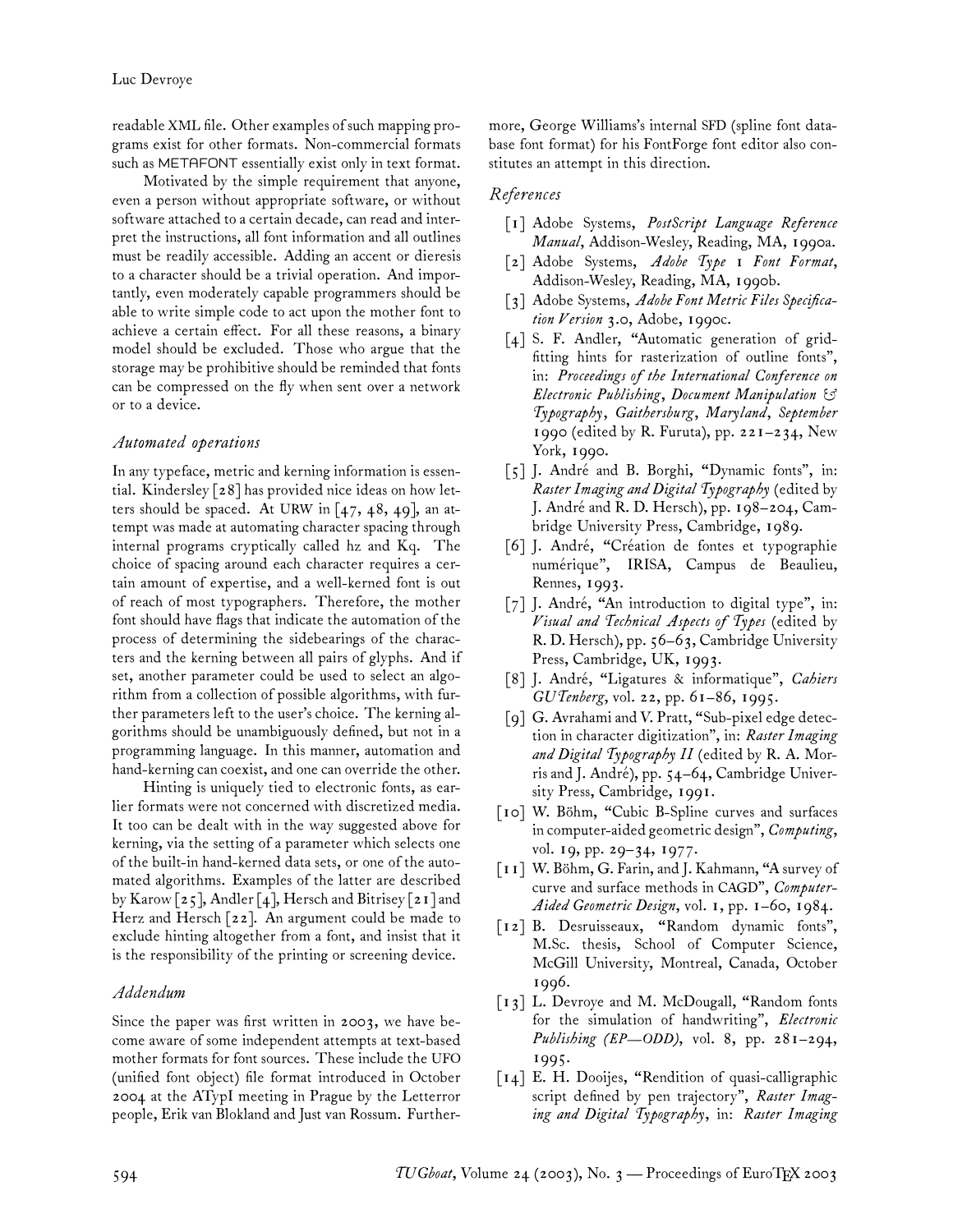readable XML file. Other examples of such mapping programs exist for other formats. Non-commercial formats such as METAFONT essentially exist only in text format.

Motivated by the simple requirement that anyone, even a person without appropriate software, or without software attached to a certain decade, can read and interpret the instructions, all font information and all outlines must be readily accessible. Adding an accent or dieresis to a character should be a trivial operation. And importantly, even moderately capable programmers should be able to write simple code to act upon the mother font to achieve a certain effect. For all these reasons, a binary model should be excluded. Those who argue that the storage may be prohibitive should be reminded that fonts can be compressed on the fly when sent over a network or to a device.

## *Automated operations*

In any typeface, metric and kerning information is essential. Kindersley [28] has provided nice ideas on how letters should be spaced. At URW in [47, 48, 49], an attempt was made at automating character spacing through internal programs cryptically called hz and Kq. The choice of spacing around each character requires a certain amount of expertise, and a well-kerned font is out of reach of most typographers. Therefore, the mother font should have flags that indicate the automation of the process of determining the sidebearings of the characters and the kerning between all pairs of glyphs. And if set, another parameter could be used to select an algorithm from a collection of possible algorithms, with further parameters left to the user's choice. The kerning algorithms should be unambiguously defined, but not in a programming language. In this manner, automation and hand-kerning can coexist, and one can override the other.

Hinting is uniquely tied to electronic fonts, as earlier formats were not concerned with discretized media. It too can be dealt with in the way suggested above for kerning, via the setting of a parameter which selects one of the built-in hand-kerned data sets, or one of the automated algorithms. Examples of the latter are described by Karow [25], Andler [4], Hersch and Bitrisey [21] and Herz and Hersch [22]. An argument could be made to exclude hinting altogether from a font, and insist that it is the responsibility of the printing or screening device.

## *Addendum*

Since the paper was first written in 2003, we have become aware of some independent attempts at text-based mother formats for font sources. These include the UFO (unified font object) file format introduced in October 2004 at the ATypI meeting in Prague by the Letterror people, Erik van Blokland and Just van Rossum. Furthermore, George Williams's internal SFD (spline font database font format) for his FontForge font editor also constitutes an attempt in this direction.

## *References*

[1] Adobe Systems, *PostScript Language Reference Manual*, Addison-Wesley, Reading, MA, 1990a.

[2] Adobe Systems, *Adobe Type 1 Font Format*, Addison-Wesley, Reading, MA, 1990b.

[3] Adobe Systems, *Adobe Font Metric Files Specification Version* 3.0, Adobe, 1990c.

[4] S. F. Andler, "Automatic generation of grid-fitting hints for rasterization of outline fonts", in: *Proceedings of the International Conference on Electronic Publishing, Document Manipulation & Typography, Gaithersburg, Maryland, September* 1990 (edited by R. Furuta), pp. 221–234, New York, 1990.

[5] J. André and B. Borghi, "Dynamic fonts", in: *Raster Imaging and Digital Typography* (edited by J. André and R. D. Hersch), pp. 198–204, Cambridge University Press, Cambridge, 1989.

[6] J. André, "Création de fontes et typographie numérique", IRISA, Campus de Beaulieu, Rennes, 1993.

[7] J. André, "An introduction to digital type", in: *Visual and Technical Aspects of Types* (edited by R. D. Hersch), pp. 56–63, Cambridge University Press, Cambridge, UK, 1993.

[8] J. André, "Ligatures & informatique", *Cahiers GUTenberg*, vol. 22, pp. 61–86, 1995.

[9] G. Avrahami and V. Pratt, "Sub-pixel edge detection in character digitization", in: *Raster Imaging and Digital Typography II* (edited by R. A. Morris and J. André), pp. 54–64, Cambridge University Press, Cambridge, 1991.

[10] W. Böhm, "Cubic B-Spline curves and surfaces in computer-aided geometric design", *Computing*, vol. 19, pp. 29–34, 1977.

[11] W. Böhm, G. Farin, and J. Kahmann, "A survey of curve and surface methods in CAGD", *Computer-Aided Geometric Design*, vol. 1, pp. 1–60, 1984.

[12] B. Desruisseaux, "Random dynamic fonts", M.Sc. thesis, School of Computer Science, McGill University, Montreal, Canada, October 1996.

[13] L. Devroye and M. McDougall, "Random fonts for the simulation of handwriting", *Electronic Publishing (EP—ODD)*, vol. 8, pp. 281–294, 1995.

[14] E. H. Dooijes, "Rendition of quasi-calligraphic script defined by pen trajectory", *Raster Imaging and Digital Typography*, in: *Raster Imaging*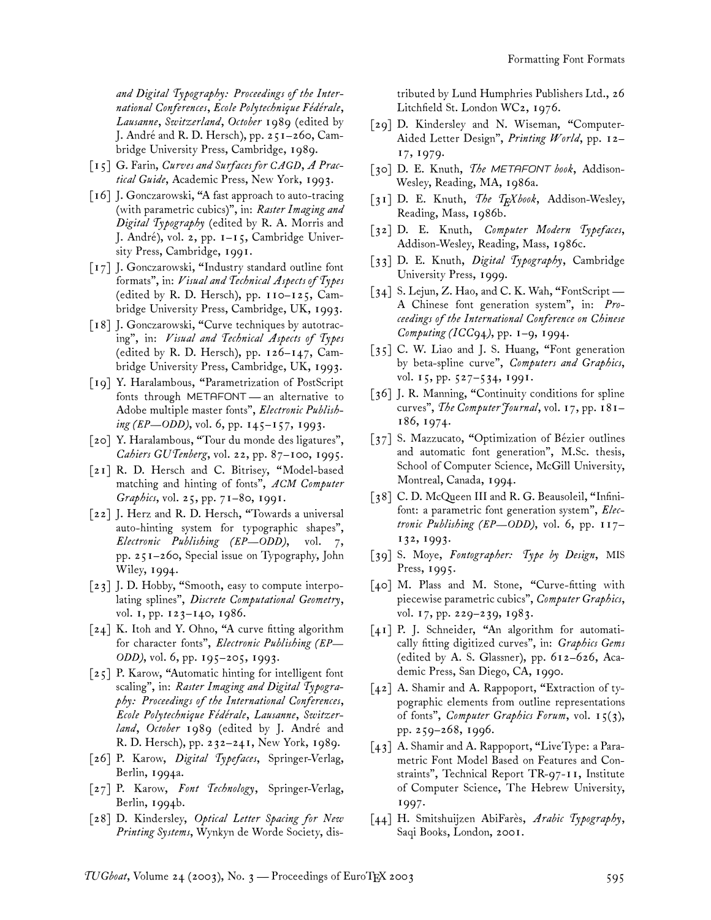*and Digital Typography: Proceedings of the International Conferences, Ecole Polytechnique Fédérale, Lausanne, Switzerland, October* 1989 (edited by J. André and R. D. Hersch), pp. 251–260, Cambridge University Press, Cambridge, 1989.

[15] G. Farin, *Curves and Surfaces for CAGD, A Practical Guide*, Academic Press, New York, 1993.

[16] J. Gonczarowski, "A fast approach to auto-tracing (with parametric cubics)", in: *Raster Imaging and Digital Typography* (edited by R. A. Morris and J. André), vol. 2, pp. 1–15, Cambridge University Press, Cambridge, 1991.

[17] J. Gonczarowski, "Industry standard outline font formats", in: *Visual and Technical Aspects of Types* (edited by R. D. Hersch), pp. 110–125, Cambridge University Press, Cambridge, UK, 1993.

[18] J. Gonczarowski, "Curve techniques by autotracing", in: *Visual and Technical Aspects of Types* (edited by R. D. Hersch), pp. 126–147, Cambridge University Press, Cambridge, UK, 1993.

[19] Y. Haralambous, "Parametrization of PostScript fonts through METAFONT — an alternative to Adobe multiple master fonts", *Electronic Publishing (EP—ODD)*, vol. 6, pp. 145–157, 1993.

[20] Y. Haralambous, "Tour du monde des ligatures", *Cahiers GUTenberg*, vol. 22, pp. 87–100, 1995.

[21] R. D. Hersch and C. Bitrisey, "Model-based matching and hinting of fonts", *ACM Computer Graphics*, vol. 25, pp. 71–80, 1991.

[22] J. Herz and R. D. Hersch, "Towards a universal auto-hinting system for typographic shapes", *Electronic Publishing (EP—ODD)*, vol. 7, pp. 251–260, Special issue on Typography, John Wiley, 1994.

[23] J. D. Hobby, "Smooth, easy to compute interpolating splines", *Discrete Computational Geometry*, vol. 1, pp. 123–140, 1986.

[24] K. Itoh and Y. Ohno, "A curve fitting algorithm for character fonts", *Electronic Publishing (EP—ODD)*, vol. 6, pp. 195–205, 1993.

[25] P. Karow, "Automatic hinting for intelligent font scaling", in: *Raster Imaging and Digital Typography: Proceedings of the International Conferences, Ecole Polytechnique Fédérale, Lausanne, Switzerland, October* 1989 (edited by J. André and R. D. Hersch), pp. 232–241, New York, 1989.

[26] P. Karow, *Digital Typefaces*, Springer-Verlag, Berlin, 1994a.

[27] P. Karow, *Font Technology*, Springer-Verlag, Berlin, 1994b.

[28] D. Kindersley, *Optical Letter Spacing for New Printing Systems*, Wynkyn de Worde Society, distributed by Lund Humphries Publishers Ltd., 26 Litchfield St. London WC2, 1976.

[29] D. Kindersley and N. Wiseman, "Computer-Aided Letter Design", *Printing World*, pp. 12–17, 1979.

[30] D. E. Knuth, *The METAFONT book*, Addison-Wesley, Reading, MA, 1986a.

[31] D. E. Knuth, *The TEXbook*, Addison-Wesley, Reading, Mass, 1986b.

[32] D. E. Knuth, *Computer Modern Typefaces*, Addison-Wesley, Reading, Mass, 1986c.

[33] D. E. Knuth, *Digital Typography*, Cambridge University Press, 1999.

[34] S. Lejun, Z. Hao, and C. K. Wah, "FontScript — A Chinese font generation system", in: *Proceedings of the International Conference on Chinese Computing (ICC94)*, pp. 1–9, 1994.

[35] C. W. Liao and J. S. Huang, "Font generation by beta-spline curve", *Computers and Graphics*, vol. 15, pp. 527–534, 1991.

[36] J. R. Manning, "Continuity conditions for spline curves", *The Computer Journal*, vol. 17, pp. 181–186, 1974.

[37] S. Mazzucato, "Optimization of Bézier outlines and automatic font generation", M.Sc. thesis, School of Computer Science, McGill University, Montreal, Canada, 1994.

[38] C. D. McQueen III and R. G. Beausoleil, "Infinifont: a parametric font generation system", *Electronic Publishing (EP—ODD)*, vol. 6, pp. 117–132, 1993.

[39] S. Moye, *Fontographer: Type by Design*, MIS Press, 1995.

[40] M. Plass and M. Stone, "Curve-fitting with piecewise parametric cubics", *Computer Graphics*, vol. 17, pp. 229–239, 1983.

[41] P. J. Schneider, "An algorithm for automatically fitting digitized curves", in: *Graphics Gems* (edited by A. S. Glassner), pp. 612–626, Academic Press, San Diego, CA, 1990.

[42] A. Shamir and A. Rappoport, "Extraction of typographic elements from outline representations of fonts", *Computer Graphics Forum*, vol. 15(3), pp. 259–268, 1996.

[43] A. Shamir and A. Rappoport, "LiveType: a Parametric Font Model Based on Features and Constraints", Technical Report TR-97-11, Institute of Computer Science, The Hebrew University, 1997.

[44] H. Smitshuijzen AbiFarès, *Arabic Typography*, Saqi Books, London, 2001.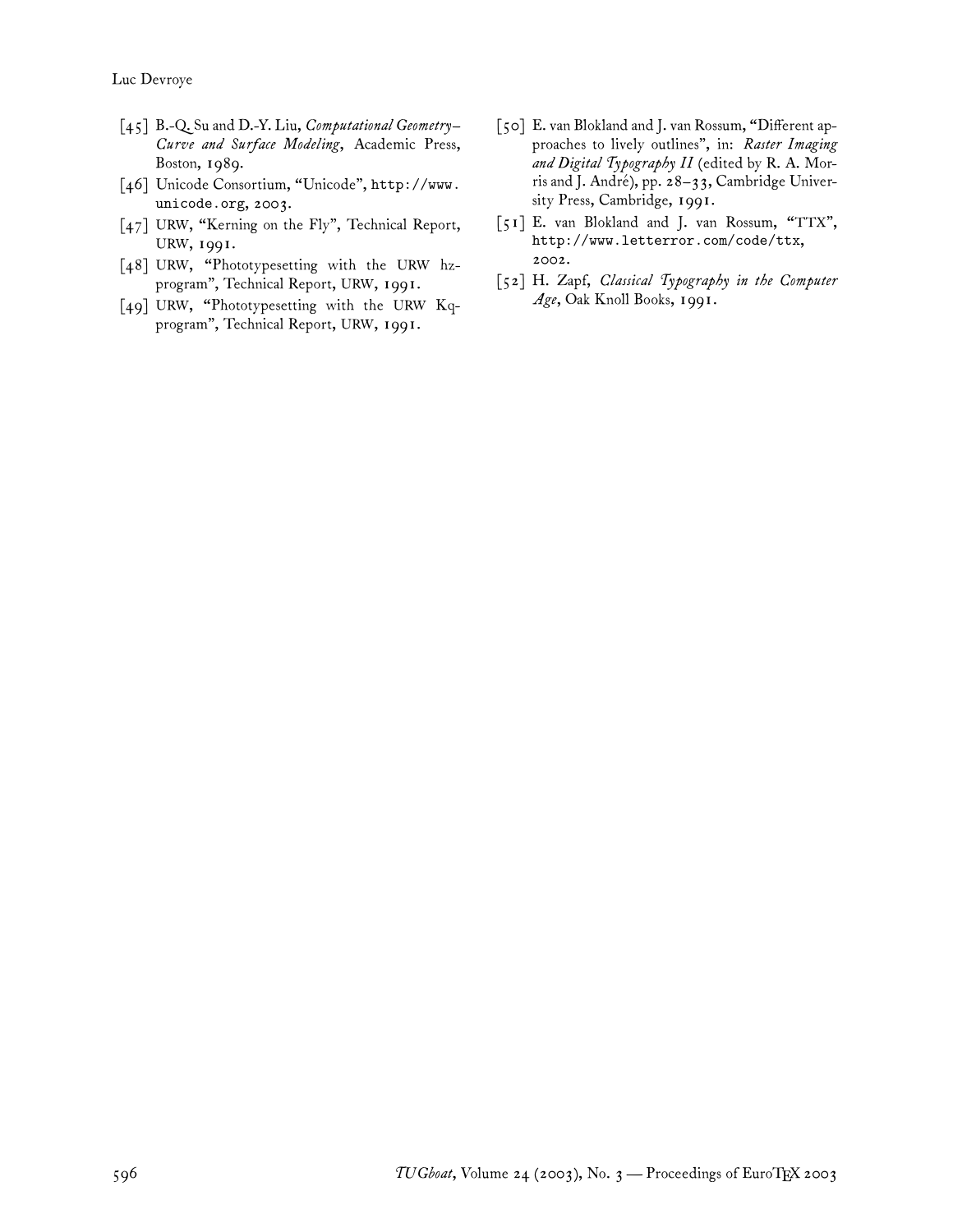[45] B.-Q. Su and D.-Y. Liu, *Computational Geometry–Curve and Surface Modeling*, Academic Press, Boston, 1989.

[46] Unicode Consortium, "Unicode", `http://www.unicode.org`, 2003.

[47] URW, "Kerning on the Fly", Technical Report, URW, 1991.

[48] URW, "Phototypesetting with the URW hz-program", Technical Report, URW, 1991.

[49] URW, "Phototypesetting with the URW Kq-program", Technical Report, URW, 1991.

[50] E. van Blokland and J. van Rossum, "Different approaches to lively outlines", in: *Raster Imaging and Digital Typography II* (edited by R. A. Morris and J. André), pp. 28–33, Cambridge University Press, Cambridge, 1991.

[51] E. van Blokland and J. van Rossum, "TTX", `http://www.letterror.com/code/ttx`, 2002.

[52] H. Zapf, *Classical Typography in the Computer Age*, Oak Knoll Books, 1991.